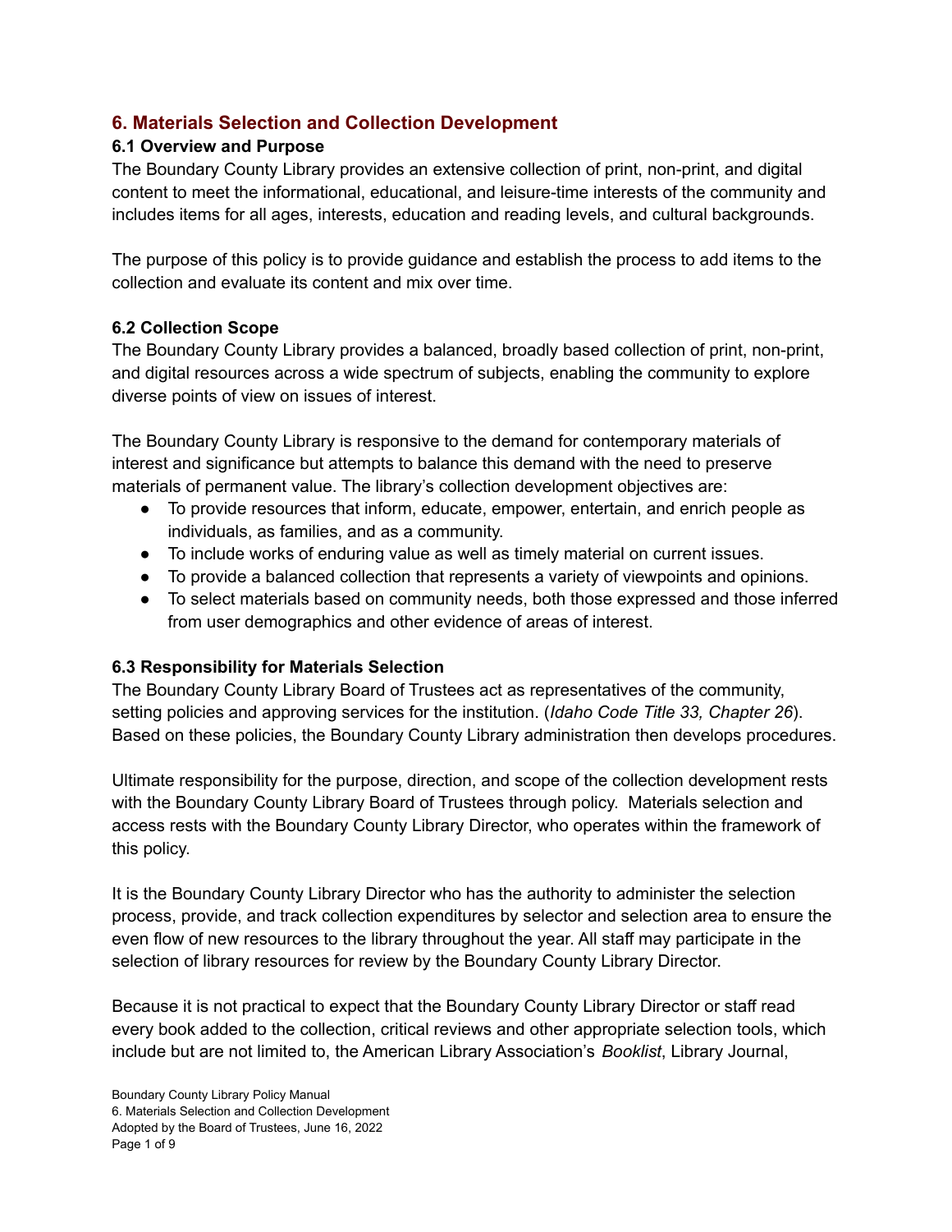## 6. Materials Selection and Collection Development

### 6.1 Overview and Purpose

The Boundary County Library provides an extensive collection of print, non-print, and digital content to meet the informational, educational, and leisure-time interests of the community and includes items for all ages, interests, education and reading levels, and cultural backgrounds.

The purpose of this policy is to provide guidance and establish the process to add items to the collection and evaluate its content and mix over time.

### 6.2 Collection Scope

The Boundary County Library provides a balanced, broadly based collection of print, non-print, and digital resources across a wide spectrum of subjects, enabling the community to explore diverse points of view on issues of interest.

The Boundary County Library is responsive to the demand for contemporary materials of interest and significance but attempts to balance this demand with the need to preserve materials of permanent value. The library's collection development objectives are:

- To provide resources that inform, educate, empower, entertain, and enrich people as individuals, as families, and as a community.
- To include works of enduring value as well as timely material on current issues.
- To provide a balanced collection that represents a variety of viewpoints and opinions.
- To select materials based on community needs, both those expressed and those inferred from user demographics and other evidence of areas of interest.

### 6.3 Responsibility for Materials Selection

The Boundary County Library Board of Trustees act as representatives of the community, setting policies and approving services for the institution. (*Idaho Code Title 33, Chapter 26*). Based on these policies, the Boundary County Library administration then develops procedures.

Ultimate responsibility for the purpose, direction, and scope of the collection development rests with the Boundary County Library Board of Trustees through policy. Materials selection and access rests with the Boundary County Library Director, who operates within the framework of this policy.

It is the Boundary County Library Director who has the authority to administer the selection process, provide, and track collection expenditures by selector and selection area to ensure the even flow of new resources to the library throughout the year. All staff may participate in the selection of library resources for review by the Boundary County Library Director.

Because it is not practical to expect that the Boundary County Library Director or staff read every book added to the collection, critical reviews and other appropriate selection tools, which include but are not limited to, the American Library Association's *Booklist*, Library Journal,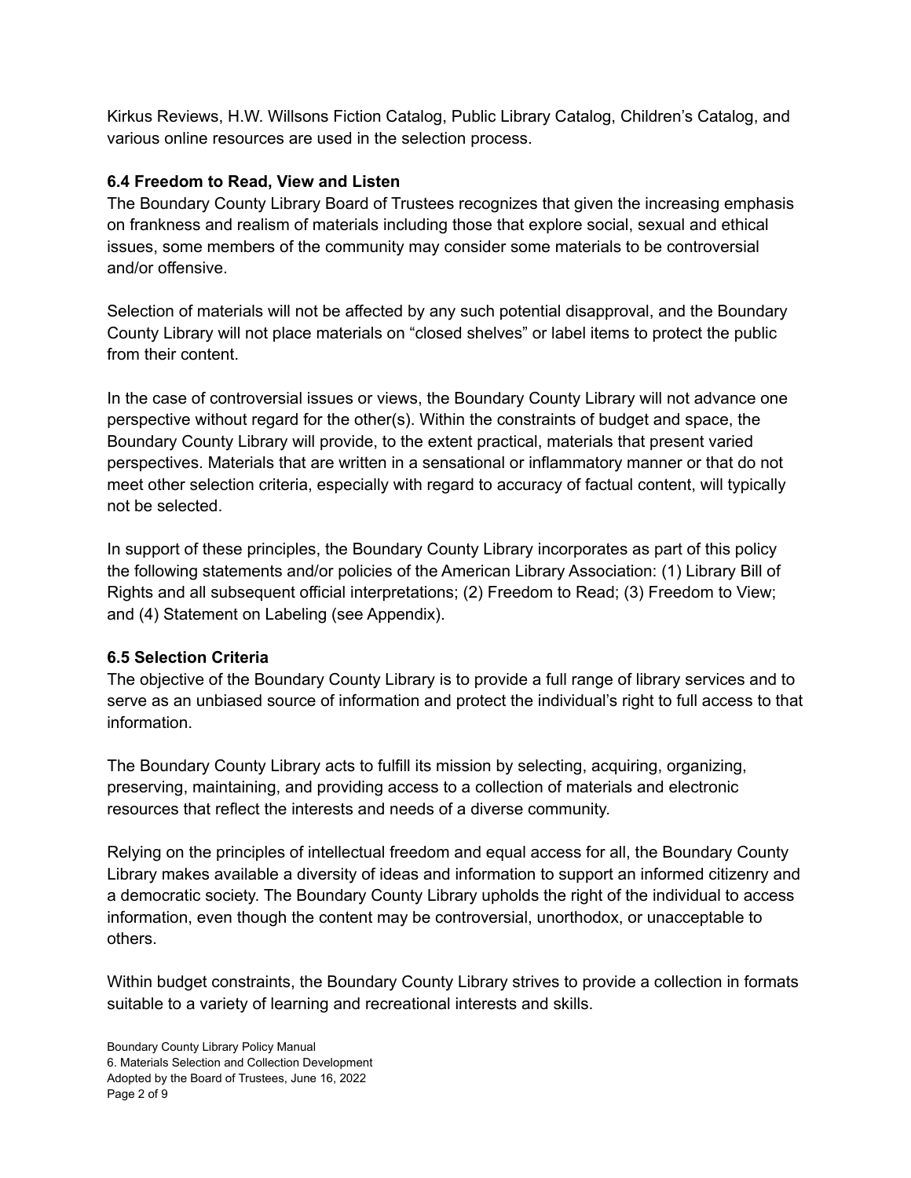Kirkus Reviews, H.W. Willsons Fiction Catalog, Public Library Catalog, Children's Catalog, and various online resources are used in the selection process.

### 6.4 Freedom to Read, View and Listen

The Boundary County Library Board of Trustees recognizes that given the increasing emphasis on frankness and realism of materials including those that explore social, sexual and ethical issues, some members of the community may consider some materials to be controversial and/or offensive.

Selection of materials will not be affected by any such potential disapproval, and the Boundary County Library will not place materials on "closed shelves" or label items to protect the public from their content.

In the case of controversial issues or views, the Boundary County Library will not advance one perspective without regard for the other(s). Within the constraints of budget and space, the Boundary County Library will provide, to the extent practical, materials that present varied perspectives. Materials that are written in a sensational or inflammatory manner or that do not meet other selection criteria, especially with regard to accuracy of factual content, will typically not be selected.

In support of these principles, the Boundary County Library incorporates as part of this policy the following statements and/or policies of the American Library Association: (1) Library Bill of Rights and all subsequent official interpretations; (2) Freedom to Read; (3) Freedom to View; and (4) Statement on Labeling (see Appendix).

### 6.5 Selection Criteria

The objective of the Boundary County Library is to provide a full range of library services and to serve as an unbiased source of information and protect the individual's right to full access to that information.

The Boundary County Library acts to fulfill its mission by selecting, acquiring, organizing, preserving, maintaining, and providing access to a collection of materials and electronic resources that reflect the interests and needs of a diverse community.

Relying on the principles of intellectual freedom and equal access for all, the Boundary County Library makes available a diversity of ideas and information to support an informed citizenry and a democratic society. The Boundary County Library upholds the right of the individual to access information, even though the content may be controversial, unorthodox, or unacceptable to others.

Within budget constraints, the Boundary County Library strives to provide a collection in formats suitable to a variety of learning and recreational interests and skills.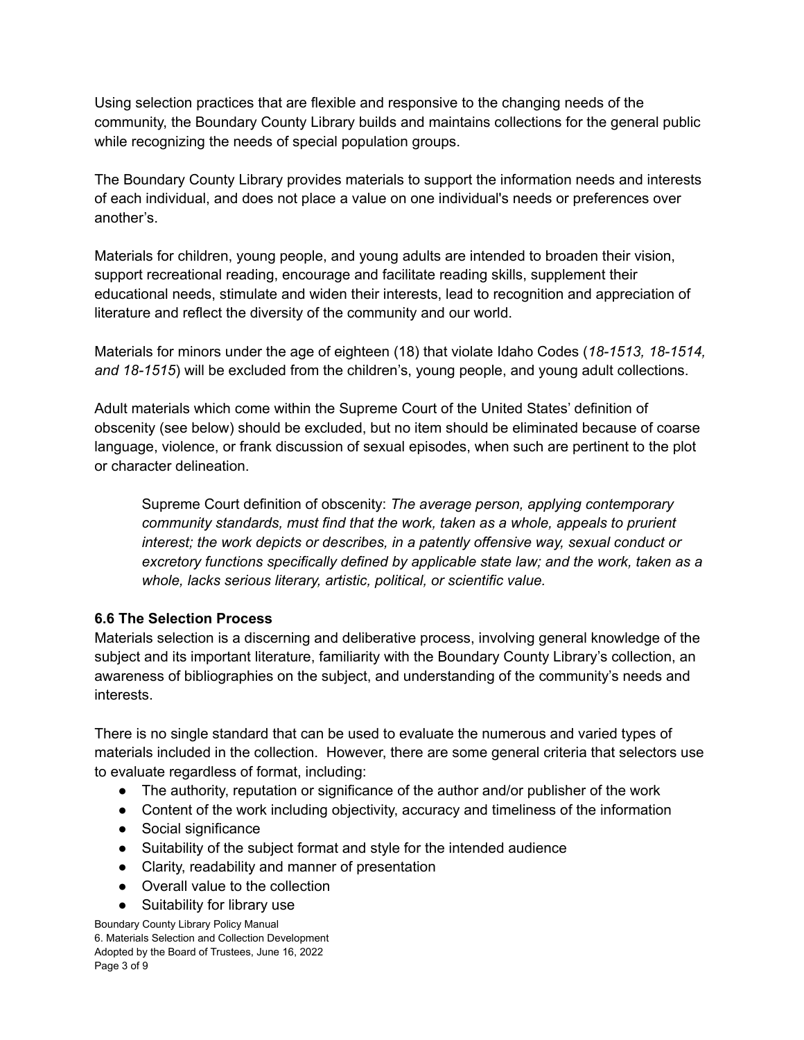Using selection practices that are flexible and responsive to the changing needs of the community, the Boundary County Library builds and maintains collections for the general public while recognizing the needs of special population groups.

The Boundary County Library provides materials to support the information needs and interests of each individual, and does not place a value on one individual's needs or preferences over another's.

Materials for children, young people, and young adults are intended to broaden their vision, support recreational reading, encourage and facilitate reading skills, supplement their educational needs, stimulate and widen their interests, lead to recognition and appreciation of literature and reflect the diversity of the community and our world.

Materials for minors under the age of eighteen (18) that violate Idaho Codes (*18-1513, 18-1514, and 18-1515*) will be excluded from the children's, young people, and young adult collections.

Adult materials which come within the Supreme Court of the United States' definition of obscenity (see below) should be excluded, but no item should be eliminated because of coarse language, violence, or frank discussion of sexual episodes, when such are pertinent to the plot or character delineation.

> Supreme Court definition of obscenity: *The average person, applying contemporary community standards, must find that the work, taken as a whole, appeals to prurient interest; the work depicts or describes, in a patently offensive way, sexual conduct or excretory functions specifically defined by applicable state law; and the work, taken as a whole, lacks serious literary, artistic, political, or scientific value.*

### 6.6 The Selection Process

Materials selection is a discerning and deliberative process, involving general knowledge of the subject and its important literature, familiarity with the Boundary County Library's collection, an awareness of bibliographies on the subject, and understanding of the community's needs and interests.

There is no single standard that can be used to evaluate the numerous and varied types of materials included in the collection. However, there are some general criteria that selectors use to evaluate regardless of format, including:

- The authority, reputation or significance of the author and/or publisher of the work
- Content of the work including objectivity, accuracy and timeliness of the information
- Social significance
- Suitability of the subject format and style for the intended audience
- Clarity, readability and manner of presentation
- Overall value to the collection
- Suitability for library use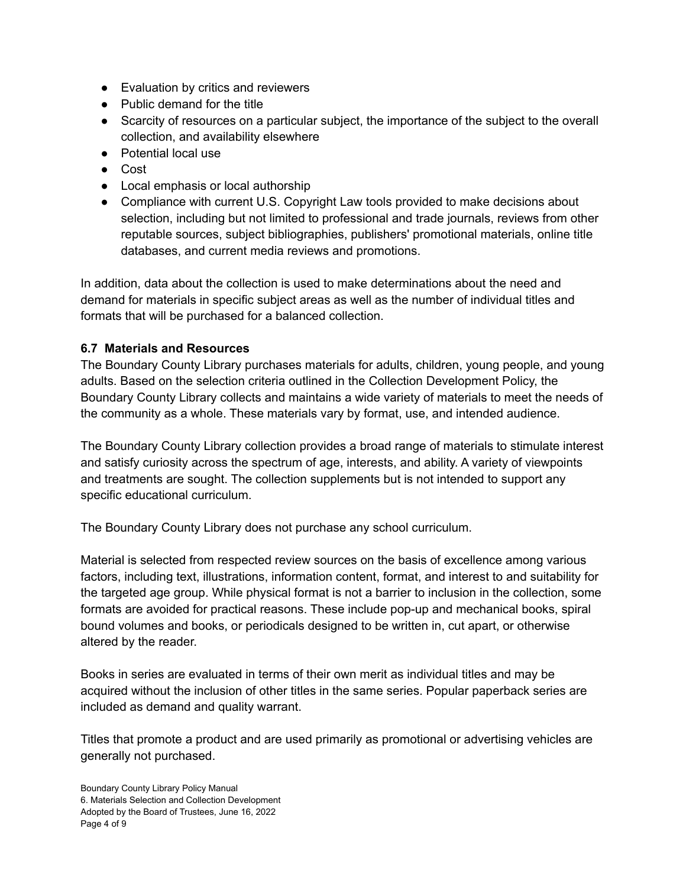- Evaluation by critics and reviewers
- Public demand for the title
- Scarcity of resources on a particular subject, the importance of the subject to the overall collection, and availability elsewhere
- Potential local use
- Cost
- Local emphasis or local authorship
- Compliance with current U.S. Copyright Law tools provided to make decisions about selection, including but not limited to professional and trade journals, reviews from other reputable sources, subject bibliographies, publishers' promotional materials, online title databases, and current media reviews and promotions.

In addition, data about the collection is used to make determinations about the need and demand for materials in specific subject areas as well as the number of individual titles and formats that will be purchased for a balanced collection.

**6.7 Materials and Resources**

The Boundary County Library purchases materials for adults, children, young people, and young adults. Based on the selection criteria outlined in the Collection Development Policy, the Boundary County Library collects and maintains a wide variety of materials to meet the needs of the community as a whole. These materials vary by format, use, and intended audience.

The Boundary County Library collection provides a broad range of materials to stimulate interest and satisfy curiosity across the spectrum of age, interests, and ability. A variety of viewpoints and treatments are sought. The collection supplements but is not intended to support any specific educational curriculum.

The Boundary County Library does not purchase any school curriculum.

Material is selected from respected review sources on the basis of excellence among various factors, including text, illustrations, information content, format, and interest to and suitability for the targeted age group. While physical format is not a barrier to inclusion in the collection, some formats are avoided for practical reasons. These include pop-up and mechanical books, spiral bound volumes and books, or periodicals designed to be written in, cut apart, or otherwise altered by the reader.

Books in series are evaluated in terms of their own merit as individual titles and may be acquired without the inclusion of other titles in the same series. Popular paperback series are included as demand and quality warrant.

Titles that promote a product and are used primarily as promotional or advertising vehicles are generally not purchased.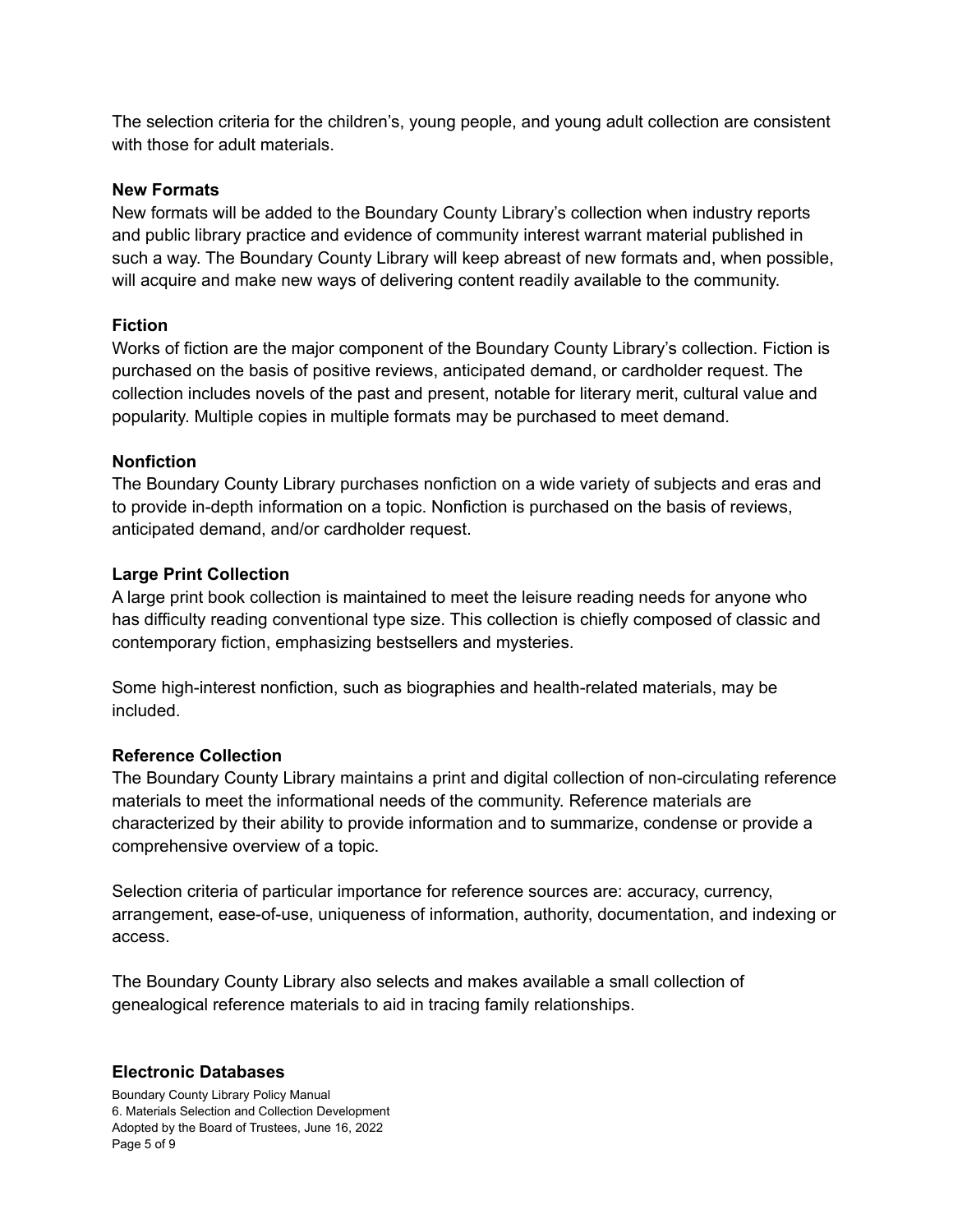The selection criteria for the children's, young people, and young adult collection are consistent with those for adult materials.

**New Formats**
New formats will be added to the Boundary County Library's collection when industry reports and public library practice and evidence of community interest warrant material published in such a way. The Boundary County Library will keep abreast of new formats and, when possible, will acquire and make new ways of delivering content readily available to the community.

**Fiction**
Works of fiction are the major component of the Boundary County Library's collection. Fiction is purchased on the basis of positive reviews, anticipated demand, or cardholder request. The collection includes novels of the past and present, notable for literary merit, cultural value and popularity. Multiple copies in multiple formats may be purchased to meet demand.

**Nonfiction**
The Boundary County Library purchases nonfiction on a wide variety of subjects and eras and to provide in-depth information on a topic. Nonfiction is purchased on the basis of reviews, anticipated demand, and/or cardholder request.

**Large Print Collection**
A large print book collection is maintained to meet the leisure reading needs for anyone who has difficulty reading conventional type size. This collection is chiefly composed of classic and contemporary fiction, emphasizing bestsellers and mysteries.

Some high-interest nonfiction, such as biographies and health-related materials, may be included.

**Reference Collection**
The Boundary County Library maintains a print and digital collection of non-circulating reference materials to meet the informational needs of the community. Reference materials are characterized by their ability to provide information and to summarize, condense or provide a comprehensive overview of a topic.

Selection criteria of particular importance for reference sources are: accuracy, currency, arrangement, ease-of-use, uniqueness of information, authority, documentation, and indexing or access.

The Boundary County Library also selects and makes available a small collection of genealogical reference materials to aid in tracing family relationships.

**Electronic Databases**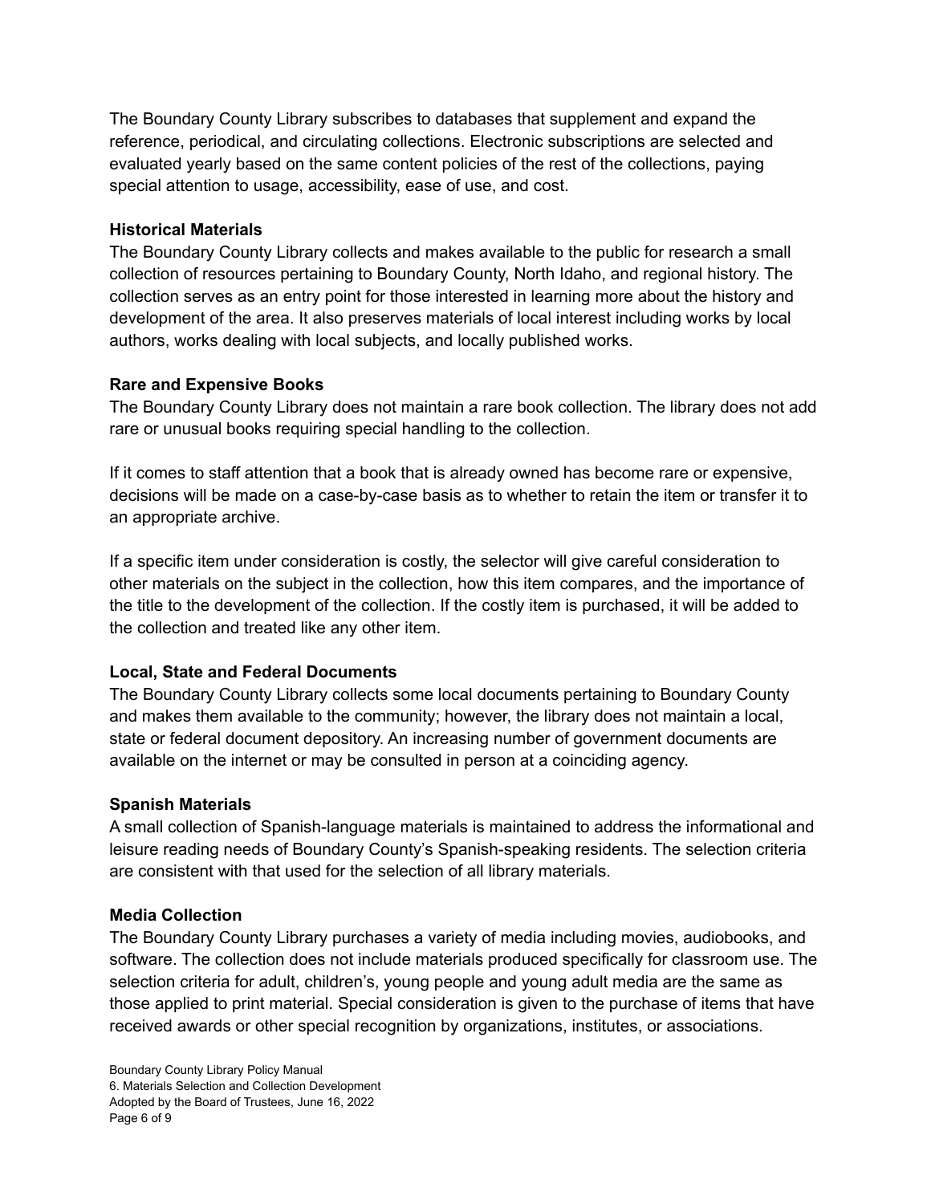The Boundary County Library subscribes to databases that supplement and expand the reference, periodical, and circulating collections. Electronic subscriptions are selected and evaluated yearly based on the same content policies of the rest of the collections, paying special attention to usage, accessibility, ease of use, and cost.

**Historical Materials**
The Boundary County Library collects and makes available to the public for research a small collection of resources pertaining to Boundary County, North Idaho, and regional history. The collection serves as an entry point for those interested in learning more about the history and development of the area. It also preserves materials of local interest including works by local authors, works dealing with local subjects, and locally published works.

**Rare and Expensive Books**
The Boundary County Library does not maintain a rare book collection. The library does not add rare or unusual books requiring special handling to the collection.

If it comes to staff attention that a book that is already owned has become rare or expensive, decisions will be made on a case-by-case basis as to whether to retain the item or transfer it to an appropriate archive.

If a specific item under consideration is costly, the selector will give careful consideration to other materials on the subject in the collection, how this item compares, and the importance of the title to the development of the collection. If the costly item is purchased, it will be added to the collection and treated like any other item.

**Local, State and Federal Documents**
The Boundary County Library collects some local documents pertaining to Boundary County and makes them available to the community; however, the library does not maintain a local, state or federal document depository. An increasing number of government documents are available on the internet or may be consulted in person at a coinciding agency.

**Spanish Materials**
A small collection of Spanish-language materials is maintained to address the informational and leisure reading needs of Boundary County's Spanish-speaking residents. The selection criteria are consistent with that used for the selection of all library materials.

**Media Collection**
The Boundary County Library purchases a variety of media including movies, audiobooks, and software. The collection does not include materials produced specifically for classroom use. The selection criteria for adult, children's, young people and young adult media are the same as those applied to print material. Special consideration is given to the purchase of items that have received awards or other special recognition by organizations, institutes, or associations.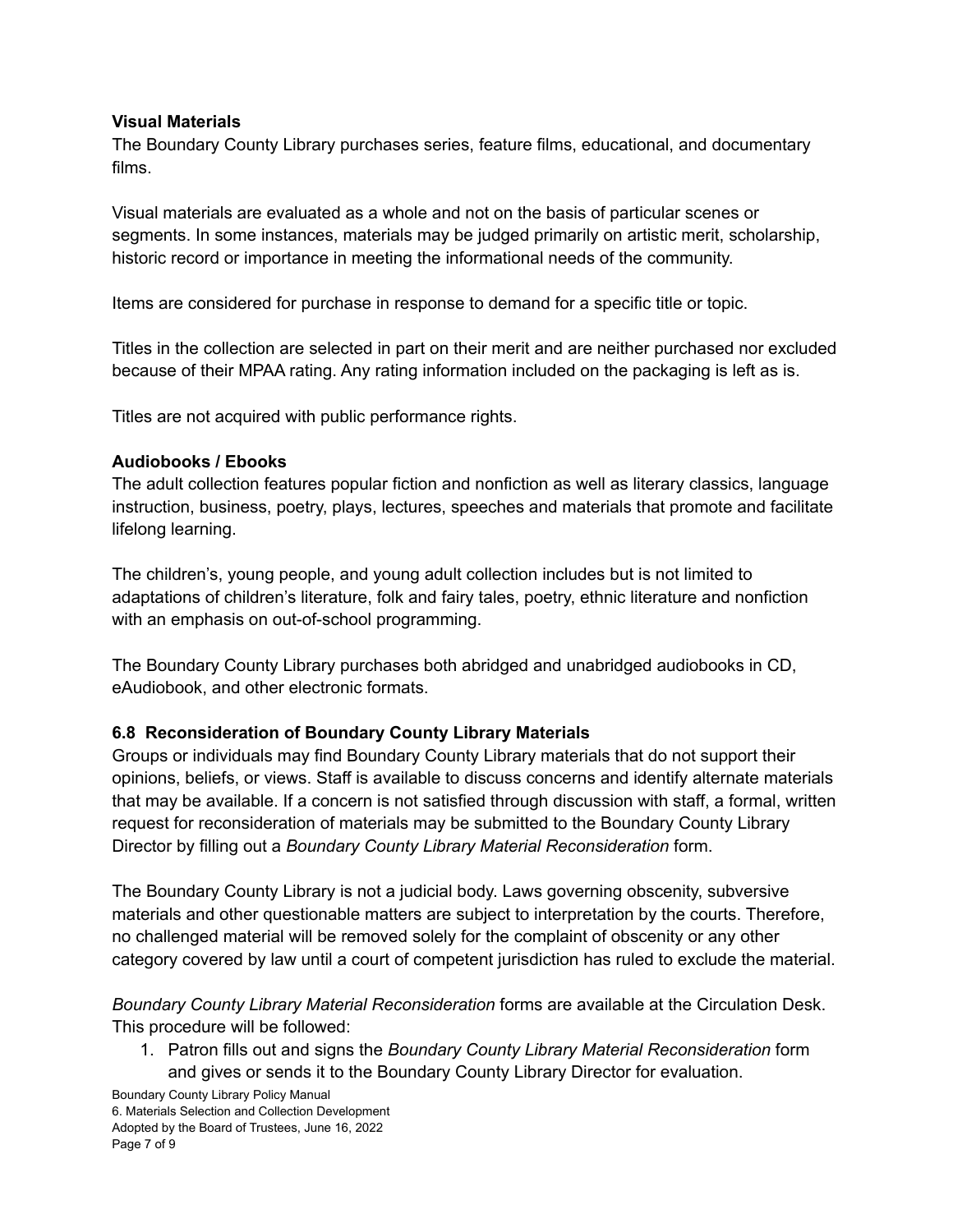**Visual Materials**

The Boundary County Library purchases series, feature films, educational, and documentary films.

Visual materials are evaluated as a whole and not on the basis of particular scenes or segments. In some instances, materials may be judged primarily on artistic merit, scholarship, historic record or importance in meeting the informational needs of the community.

Items are considered for purchase in response to demand for a specific title or topic.

Titles in the collection are selected in part on their merit and are neither purchased nor excluded because of their MPAA rating. Any rating information included on the packaging is left as is.

Titles are not acquired with public performance rights.

**Audiobooks / Ebooks**

The adult collection features popular fiction and nonfiction as well as literary classics, language instruction, business, poetry, plays, lectures, speeches and materials that promote and facilitate lifelong learning.

The children's, young people, and young adult collection includes but is not limited to adaptations of children's literature, folk and fairy tales, poetry, ethnic literature and nonfiction with an emphasis on out-of-school programming.

The Boundary County Library purchases both abridged and unabridged audiobooks in CD, eAudiobook, and other electronic formats.

**6.8 Reconsideration of Boundary County Library Materials**

Groups or individuals may find Boundary County Library materials that do not support their opinions, beliefs, or views. Staff is available to discuss concerns and identify alternate materials that may be available. If a concern is not satisfied through discussion with staff, a formal, written request for reconsideration of materials may be submitted to the Boundary County Library Director by filling out a *Boundary County Library Material Reconsideration* form.

The Boundary County Library is not a judicial body. Laws governing obscenity, subversive materials and other questionable matters are subject to interpretation by the courts. Therefore, no challenged material will be removed solely for the complaint of obscenity or any other category covered by law until a court of competent jurisdiction has ruled to exclude the material.

*Boundary County Library Material Reconsideration* forms are available at the Circulation Desk. This procedure will be followed:

1. Patron fills out and signs the *Boundary County Library Material Reconsideration* form and gives or sends it to the Boundary County Library Director for evaluation.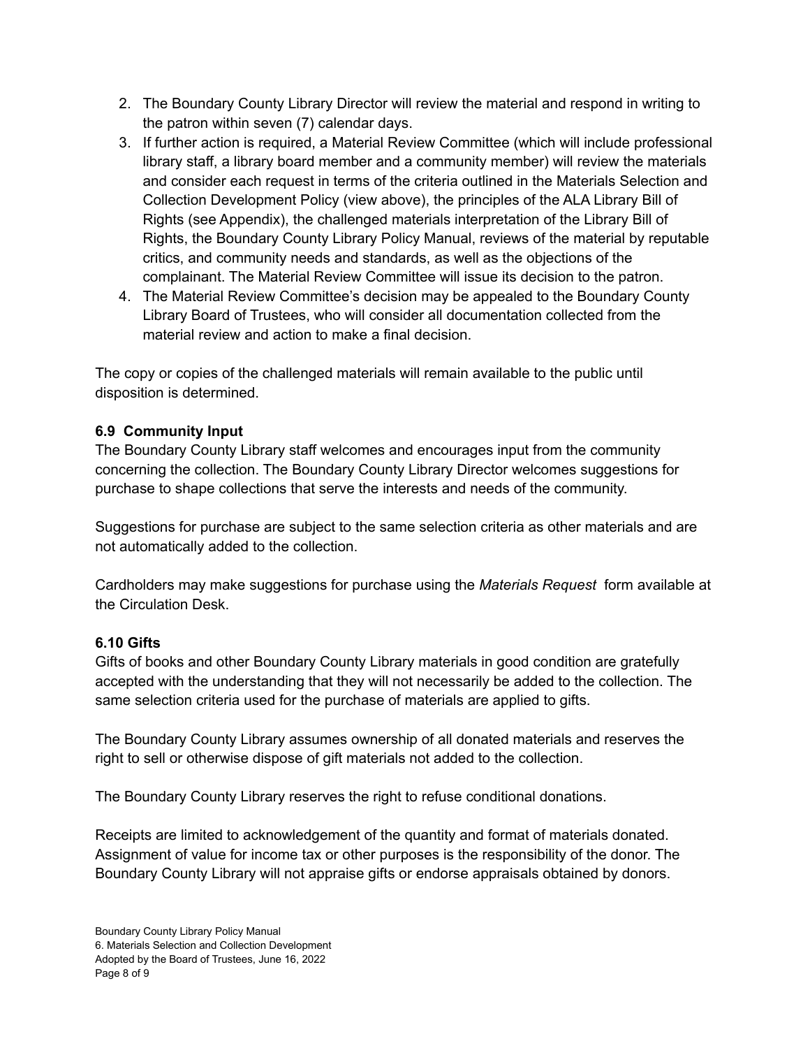2. The Boundary County Library Director will review the material and respond in writing to the patron within seven (7) calendar days.
3. If further action is required, a Material Review Committee (which will include professional library staff, a library board member and a community member) will review the materials and consider each request in terms of the criteria outlined in the Materials Selection and Collection Development Policy (view above), the principles of the ALA Library Bill of Rights (see Appendix), the challenged materials interpretation of the Library Bill of Rights, the Boundary County Library Policy Manual, reviews of the material by reputable critics, and community needs and standards, as well as the objections of the complainant. The Material Review Committee will issue its decision to the patron.
4. The Material Review Committee's decision may be appealed to the Boundary County Library Board of Trustees, who will consider all documentation collected from the material review and action to make a final decision.

The copy or copies of the challenged materials will remain available to the public until disposition is determined.

**6.9 Community Input**

The Boundary County Library staff welcomes and encourages input from the community concerning the collection. The Boundary County Library Director welcomes suggestions for purchase to shape collections that serve the interests and needs of the community.

Suggestions for purchase are subject to the same selection criteria as other materials and are not automatically added to the collection.

Cardholders may make suggestions for purchase using the *Materials Request* form available at the Circulation Desk.

**6.10 Gifts**

Gifts of books and other Boundary County Library materials in good condition are gratefully accepted with the understanding that they will not necessarily be added to the collection. The same selection criteria used for the purchase of materials are applied to gifts.

The Boundary County Library assumes ownership of all donated materials and reserves the right to sell or otherwise dispose of gift materials not added to the collection.

The Boundary County Library reserves the right to refuse conditional donations.

Receipts are limited to acknowledgement of the quantity and format of materials donated. Assignment of value for income tax or other purposes is the responsibility of the donor. The Boundary County Library will not appraise gifts or endorse appraisals obtained by donors.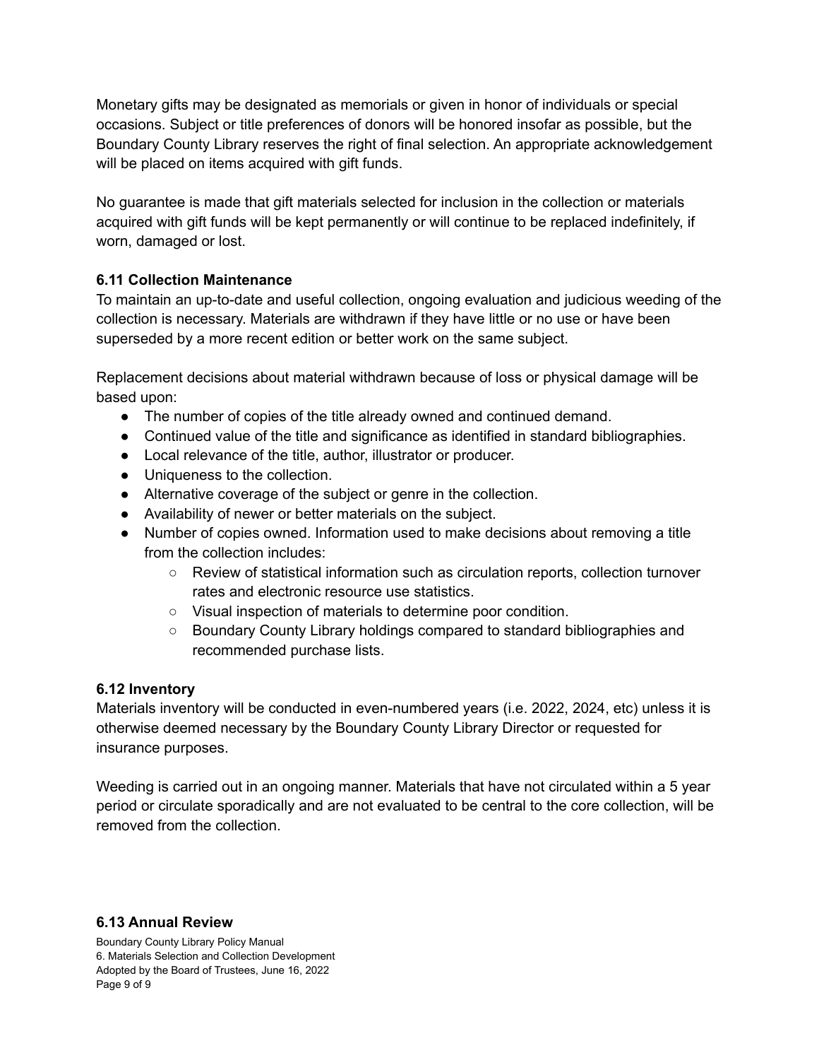Monetary gifts may be designated as memorials or given in honor of individuals or special occasions. Subject or title preferences of donors will be honored insofar as possible, but the Boundary County Library reserves the right of final selection. An appropriate acknowledgement will be placed on items acquired with gift funds.

No guarantee is made that gift materials selected for inclusion in the collection or materials acquired with gift funds will be kept permanently or will continue to be replaced indefinitely, if worn, damaged or lost.

### 6.11 Collection Maintenance

To maintain an up-to-date and useful collection, ongoing evaluation and judicious weeding of the collection is necessary. Materials are withdrawn if they have little or no use or have been superseded by a more recent edition or better work on the same subject.

Replacement decisions about material withdrawn because of loss or physical damage will be based upon:

- The number of copies of the title already owned and continued demand.
- Continued value of the title and significance as identified in standard bibliographies.
- Local relevance of the title, author, illustrator or producer.
- Uniqueness to the collection.
- Alternative coverage of the subject or genre in the collection.
- Availability of newer or better materials on the subject.
- Number of copies owned. Information used to make decisions about removing a title from the collection includes:
    - Review of statistical information such as circulation reports, collection turnover rates and electronic resource use statistics.
    - Visual inspection of materials to determine poor condition.
    - Boundary County Library holdings compared to standard bibliographies and recommended purchase lists.

### 6.12 Inventory

Materials inventory will be conducted in even-numbered years (i.e. 2022, 2024, etc) unless it is otherwise deemed necessary by the Boundary County Library Director or requested for insurance purposes.

Weeding is carried out in an ongoing manner. Materials that have not circulated within a 5 year period or circulate sporadically and are not evaluated to be central to the core collection, will be removed from the collection.

### 6.13 Annual Review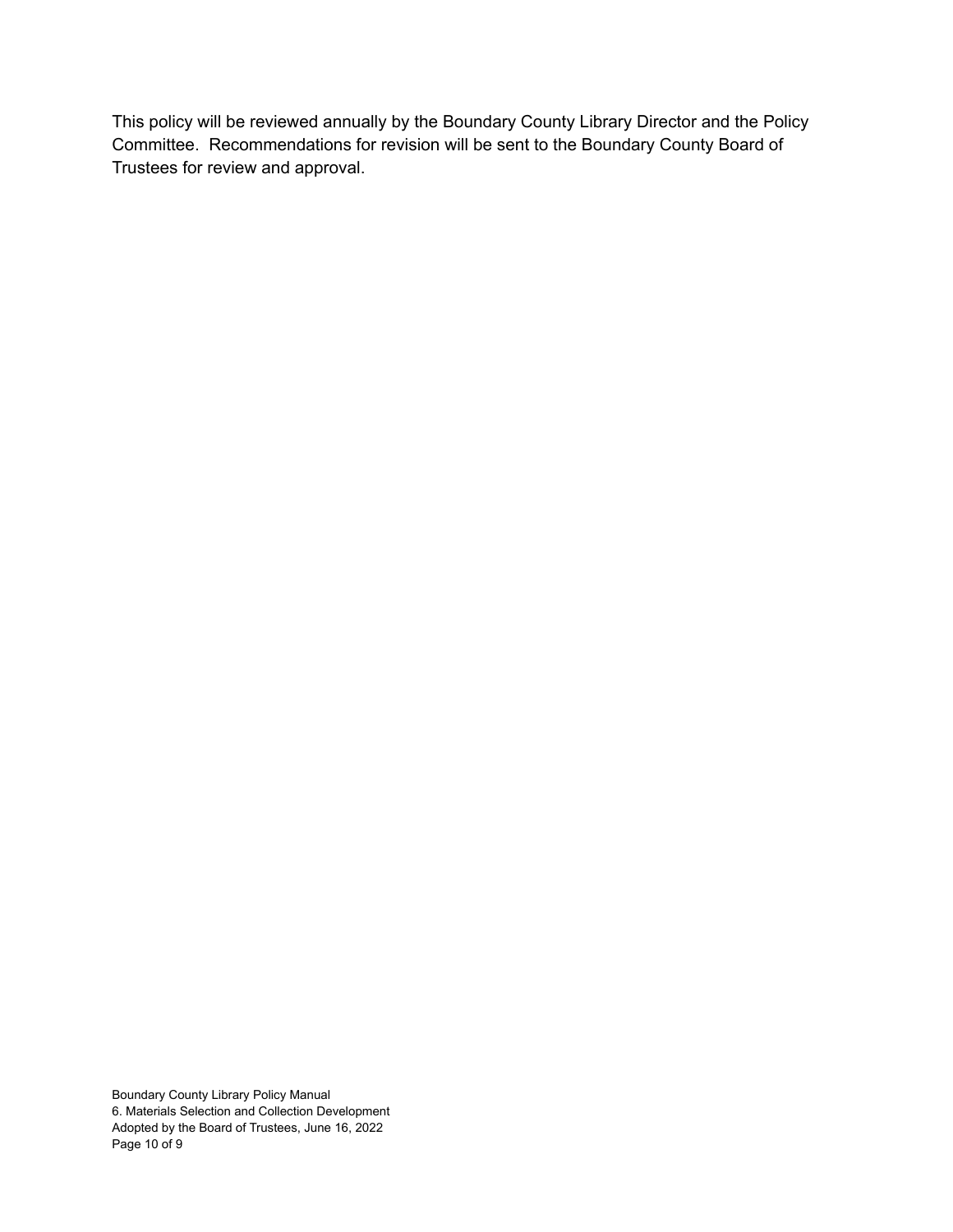This policy will be reviewed annually by the Boundary County Library Director and the Policy Committee. Recommendations for revision will be sent to the Boundary County Board of Trustees for review and approval.